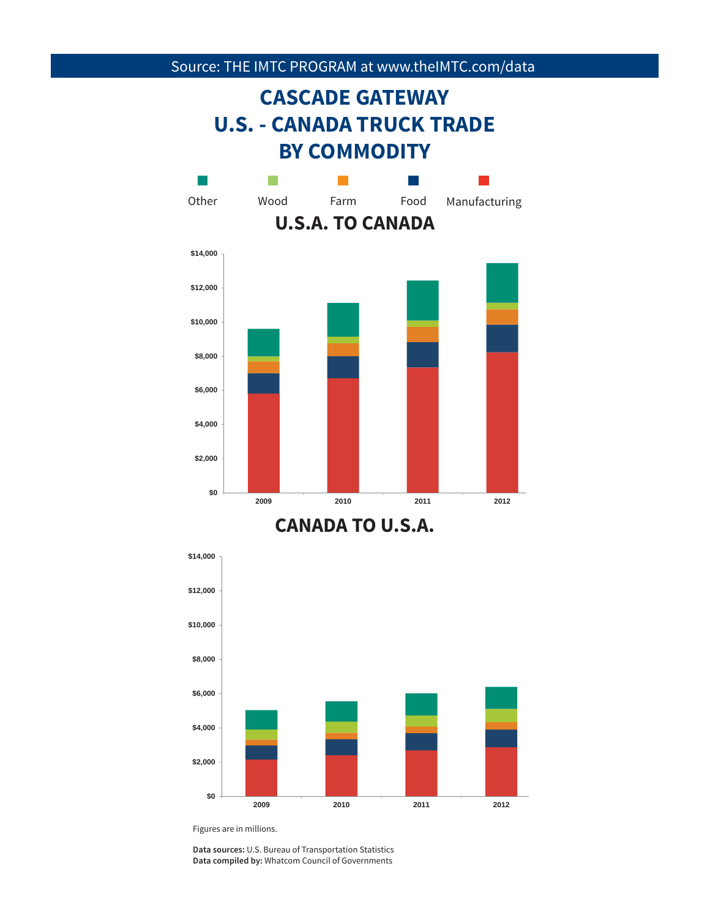Source: THE IMTC PROGRAM at www.theIMTC.com/data

# CASCADE GATEWAY
# U.S. - CANADA TRUCK TRADE
# BY COMMODITY

Other
Wood
Farm
Food
Manufacturing

## U.S.A. TO CANADA

$14,000
$12,000
$10,000
$8,000
$6,000
$4,000
$2,000
$0

2009
2010
2011
2012

## CANADA TO U.S.A.

$14,000
$12,000
$10,000
$8,000
$6,000
$4,000
$2,000
$0

2009
2010
2011
2012

Figures are in millions.

**Data sources:** U.S. Bureau of Transportation Statistics
**Data compiled by:** Whatcom Council of Governments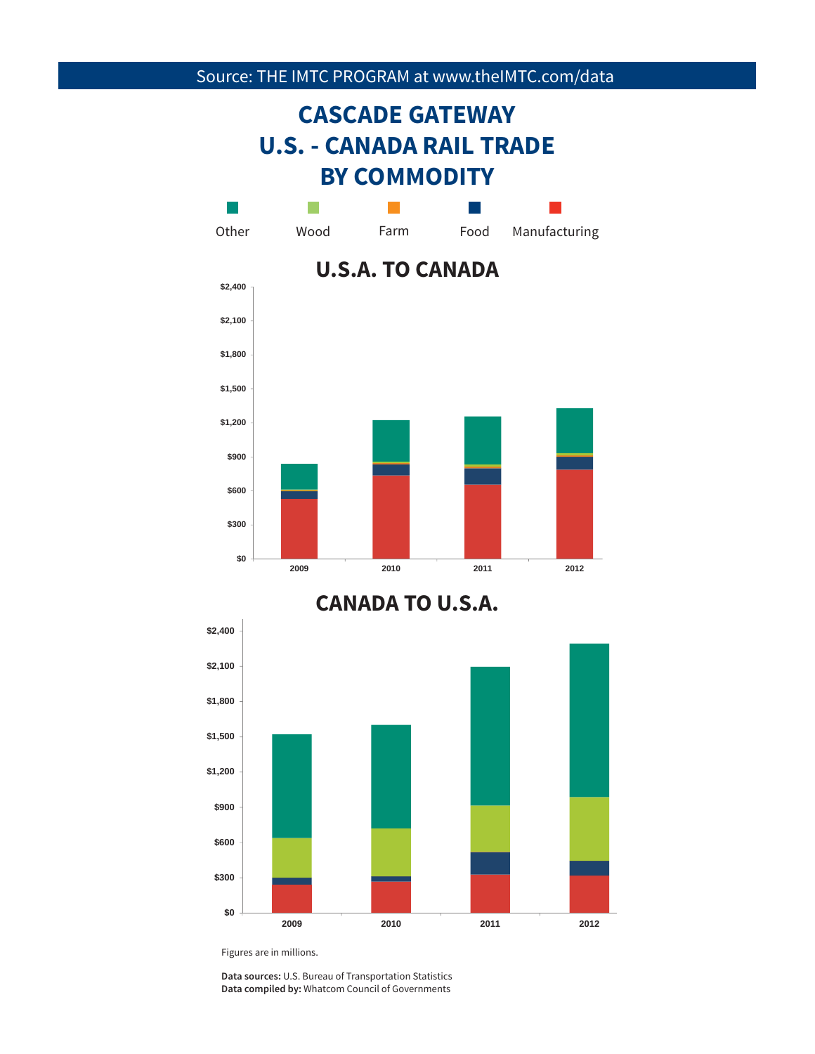Source: THE IMTC PROGRAM at www.theIMTC.com/data

# CASCADE GATEWAY U.S. - CANADA RAIL TRADE BY COMMODITY

Other
Wood
Farm
Food
Manufacturing

## U.S.A. TO CANADA

$2,400
$2,100
$1,800
$1,500
$1,200
$900
$600
$300
$0

2009
2010
2011
2012

## CANADA TO U.S.A.

$2,400
$2,100
$1,800
$1,500
$1,200
$900
$600
$300
$0

2009
2010
2011
2012

Figures are in millions.

**Data sources:** U.S. Bureau of Transportation Statistics
**Data compiled by:** Whatcom Council of Governments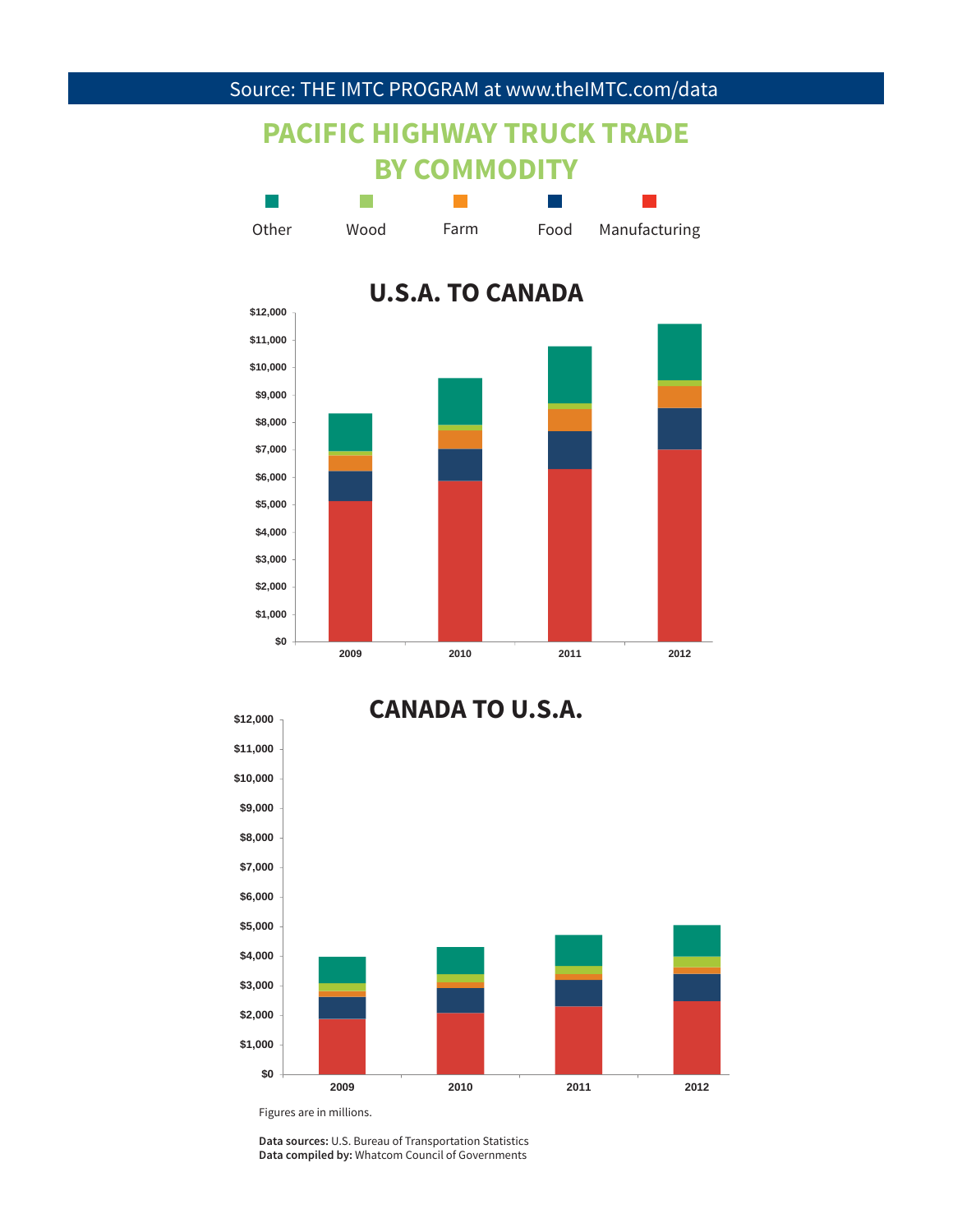Source: THE IMTC PROGRAM at www.theIMTC.com/data

# PACIFIC HIGHWAY TRUCK TRADE BY COMMODITY

Other
Wood
Farm
Food
Manufacturing

## U.S.A. TO CANADA

$12,000
$11,000
$10,000
$9,000
$8,000
$7,000
$6,000
$5,000
$4,000
$3,000
$2,000
$1,000
$0

2009
2010
2011
2012

## CANADA TO U.S.A.

$12,000
$11,000
$10,000
$9,000
$8,000
$7,000
$6,000
$5,000
$4,000
$3,000
$2,000
$1,000
$0

2009
2010
2011
2012

Figures are in millions.

**Data sources:** U.S. Bureau of Transportation Statistics
**Data compiled by:** Whatcom Council of Governments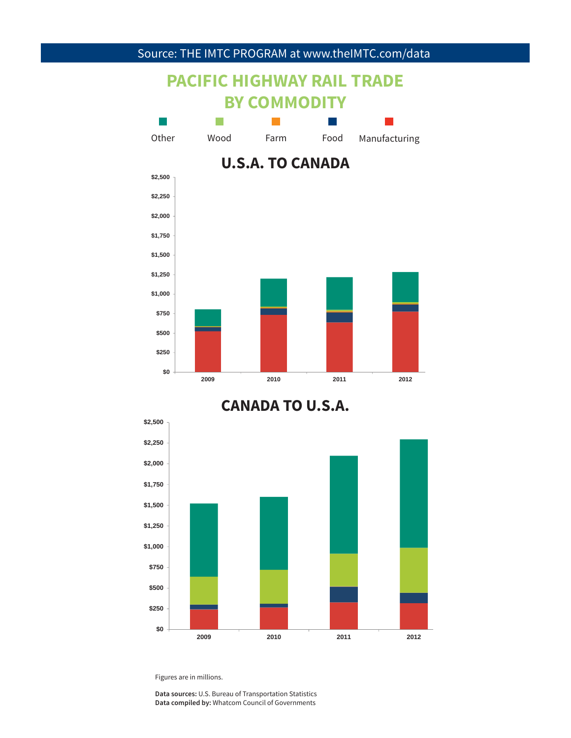Source: THE IMTC PROGRAM at www.theIMTC.com/data

# PACIFIC HIGHWAY RAIL TRADE BY COMMODITY

Other
Wood
Farm
Food
Manufacturing

## U.S.A. TO CANADA

$2,500
$2,250
$2,000
$1,750
$1,500
$1,250
$1,000
$750
$500
$250
$0

2009
2010
2011
2012

## CANADA TO U.S.A.

$2,500
$2,250
$2,000
$1,750
$1,500
$1,250
$1,000
$750
$500
$250
$0

2009
2010
2011
2012

Figures are in millions.

**Data sources:** U.S. Bureau of Transportation Statistics
**Data compiled by:** Whatcom Council of Governments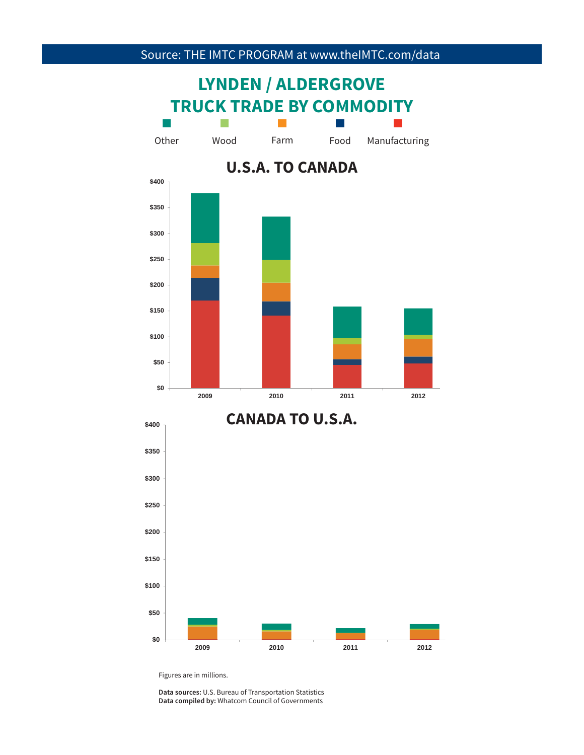Source: THE IMTC PROGRAM at www.theIMTC.com/data

# LYNDEN / ALDERGROVE TRUCK TRADE BY COMMODITY

Other
Wood
Farm
Food
Manufacturing

## U.S.A. TO CANADA

$400
$350
$300
$250
$200
$150
$100
$50
$0

2009
2010
2011
2012

## CANADA TO U.S.A.

$400
$350
$300
$250
$200
$150
$100
$50
$0

2009
2010
2011
2012

Figures are in millions.

**Data sources:** U.S. Bureau of Transportation Statistics
**Data compiled by:** Whatcom Council of Governments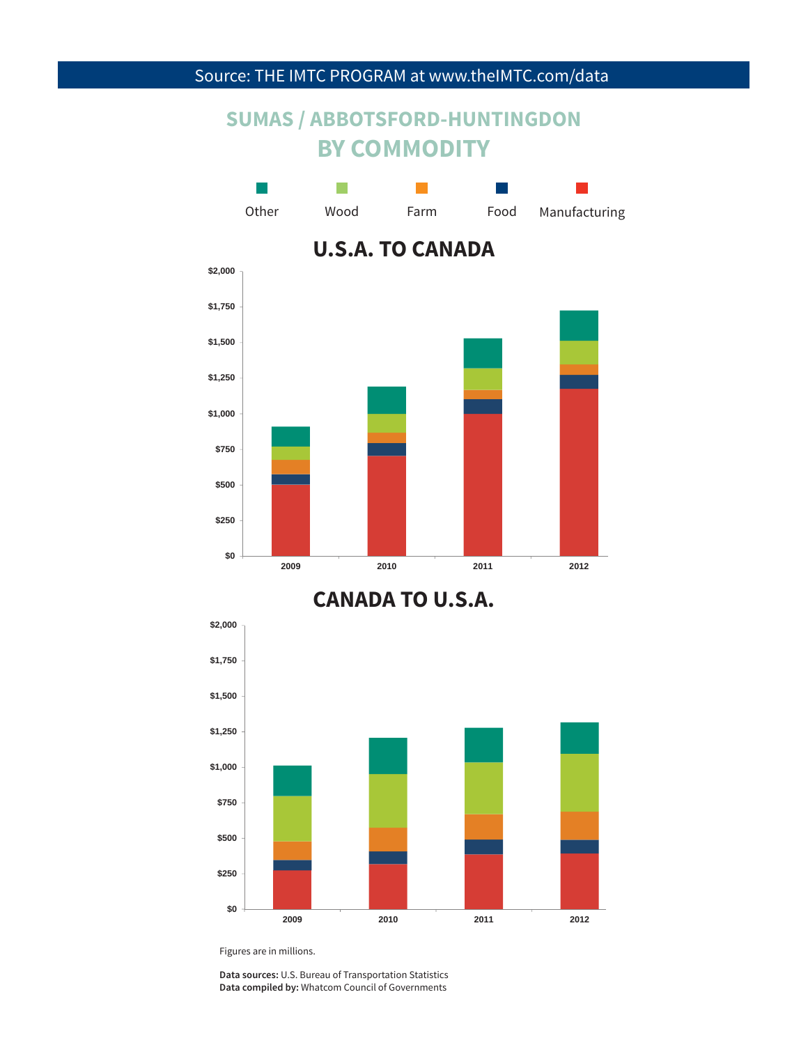Source: THE IMTC PROGRAM at www.theIMTC.com/data

# SUMAS / ABBOTSFORD-HUNTINGDON BY COMMODITY

Other
Wood
Farm
Food
Manufacturing

## U.S.A. TO CANADA

$2,000
$1,750
$1,500
$1,250
$1,000
$750
$500
$250
$0

2009
2010
2011
2012

## CANADA TO U.S.A.

$2,000
$1,750
$1,500
$1,250
$1,000
$750
$500
$250
$0

2009
2010
2011
2012

Figures are in millions.

**Data sources:** U.S. Bureau of Transportation Statistics
**Data compiled by:** Whatcom Council of Governments